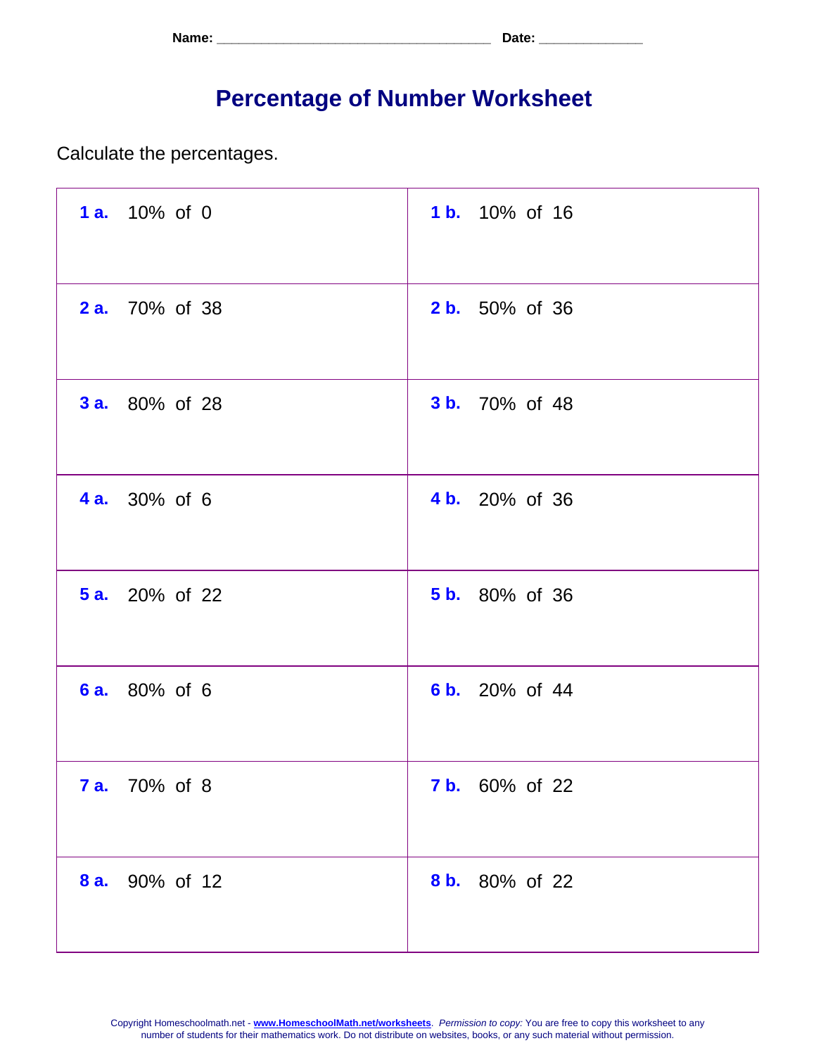Name: ____________________________________ Date: _____________

# Percentage of Number Worksheet

Calculate the percentages.

| | |
|---|---|
| **1 a.** 10% of 0 | **1 b.** 10% of 16 |
| **2 a.** 70% of 38 | **2 b.** 50% of 36 |
| **3 a.** 80% of 28 | **3 b.** 70% of 48 |
| **4 a.** 30% of 6 | **4 b.** 20% of 36 |
| **5 a.** 20% of 22 | **5 b.** 80% of 36 |
| **6 a.** 80% of 6 | **6 b.** 20% of 44 |
| **7 a.** 70% of 8 | **7 b.** 60% of 22 |
| **8 a.** 90% of 12 | **8 b.** 80% of 22 |

Copyright Homeschoolmath.net - **www.HomeschoolMath.net/worksheets**. *Permission to copy:* You are free to copy this worksheet to any number of students for their mathematics work. Do not distribute on websites, books, or any such material without permission.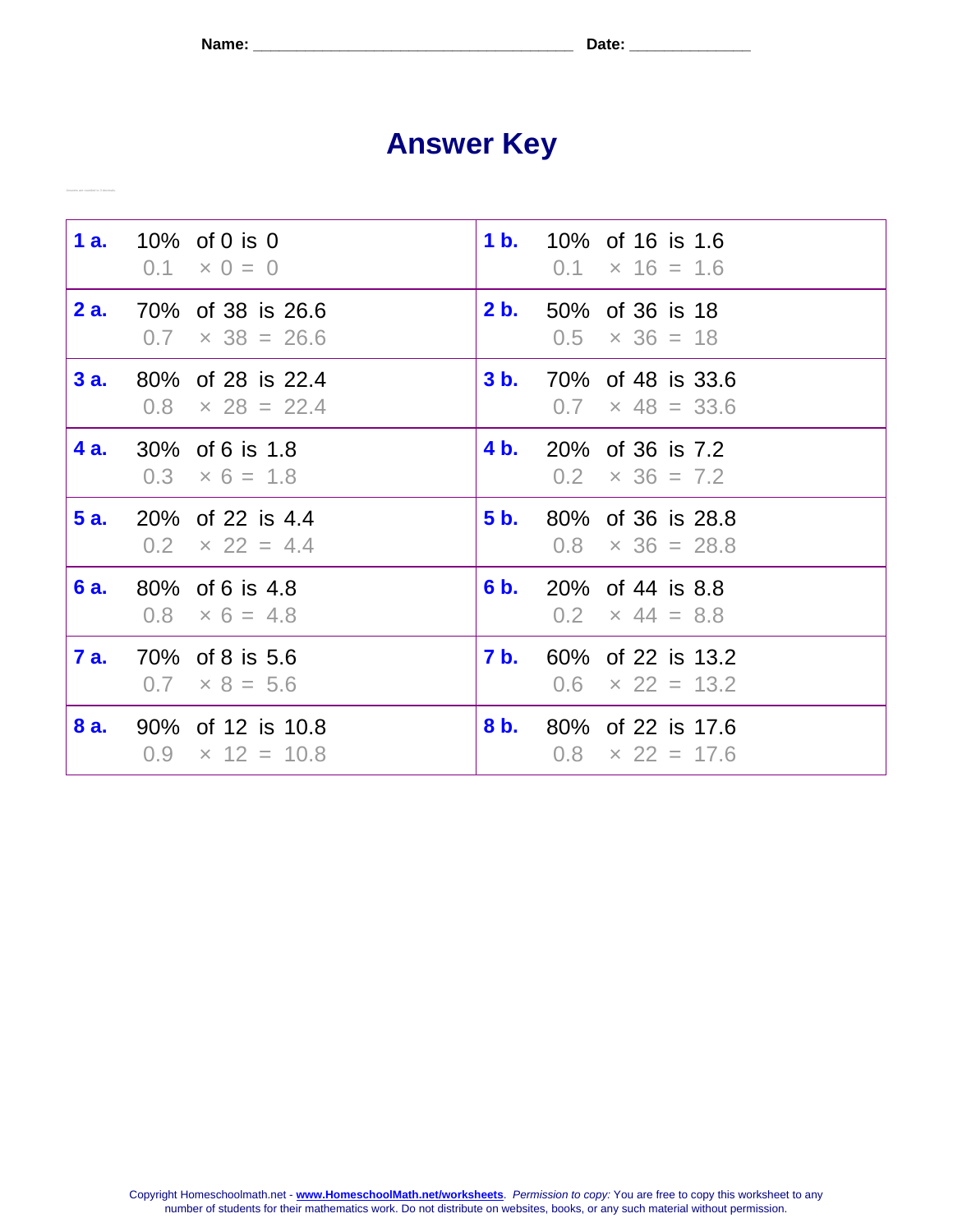Name: ____________________________________ Date: ______________

# Answer Key

Answers are rounded to 2 decimals.

| | |
|---|---|
| **1 a.** 10% of 0 is 0<br>$0.1 \times 0 = 0$ | **1 b.** 10% of 16 is 1.6<br>$0.1 \times 16 = 1.6$ |
| **2 a.** 70% of 38 is 26.6<br>$0.7 \times 38 = 26.6$ | **2 b.** 50% of 36 is 18<br>$0.5 \times 36 = 18$ |
| **3 a.** 80% of 28 is 22.4<br>$0.8 \times 28 = 22.4$ | **3 b.** 70% of 48 is 33.6<br>$0.7 \times 48 = 33.6$ |
| **4 a.** 30% of 6 is 1.8<br>$0.3 \times 6 = 1.8$ | **4 b.** 20% of 36 is 7.2<br>$0.2 \times 36 = 7.2$ |
| **5 a.** 20% of 22 is 4.4<br>$0.2 \times 22 = 4.4$ | **5 b.** 80% of 36 is 28.8<br>$0.8 \times 36 = 28.8$ |
| **6 a.** 80% of 6 is 4.8<br>$0.8 \times 6 = 4.8$ | **6 b.** 20% of 44 is 8.8<br>$0.2 \times 44 = 8.8$ |
| **7 a.** 70% of 8 is 5.6<br>$0.7 \times 8 = 5.6$ | **7 b.** 60% of 22 is 13.2<br>$0.6 \times 22 = 13.2$ |
| **8 a.** 90% of 12 is 10.8<br>$0.9 \times 12 = 10.8$ | **8 b.** 80% of 22 is 17.6<br>$0.8 \times 22 = 17.6$ |

Copyright Homeschoolmath.net - **www.HomeschoolMath.net/worksheets**. *Permission to copy:* You are free to copy this worksheet to any number of students for their mathematics work. Do not distribute on websites, books, or any such material without permission.